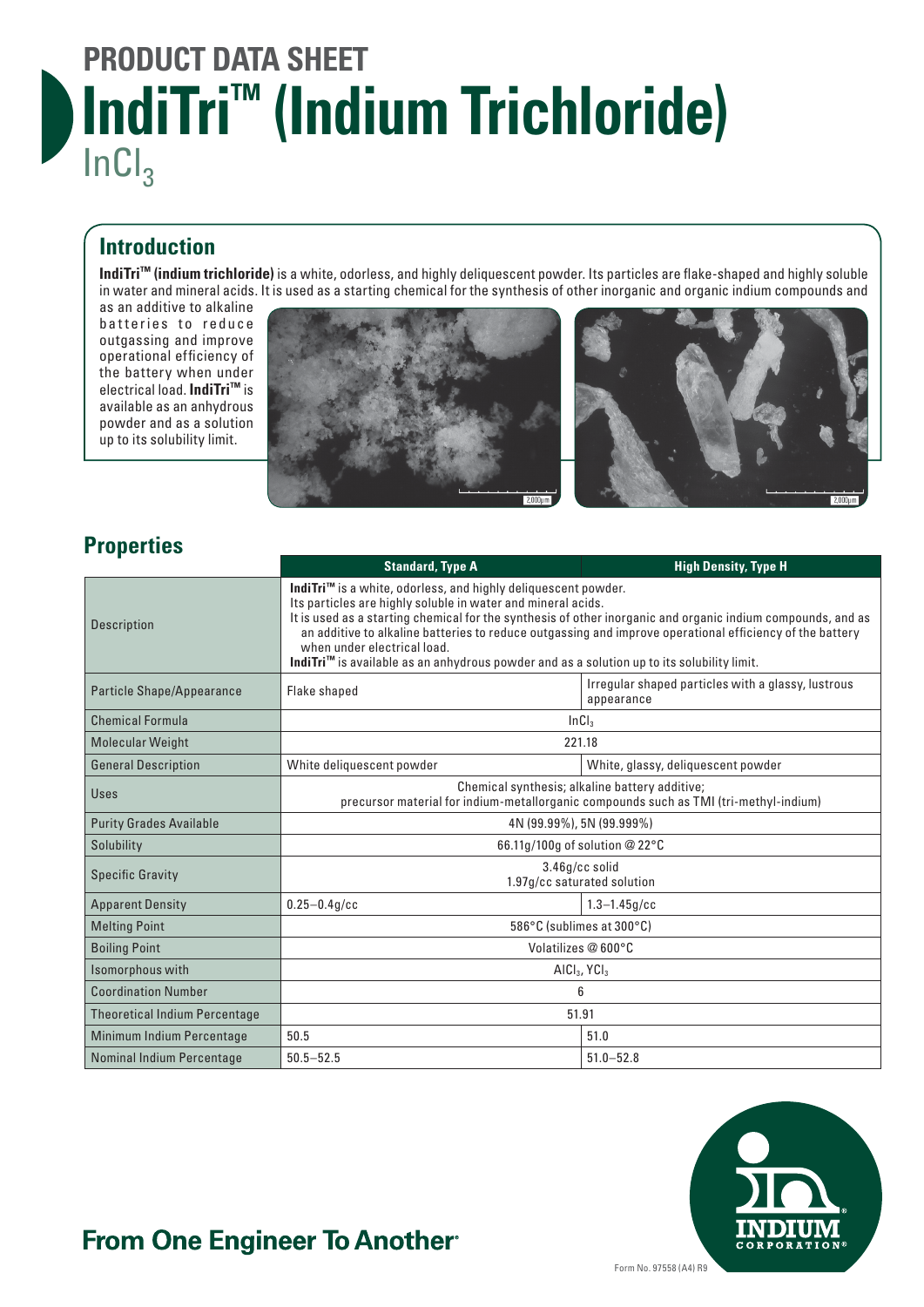# PRODUCT DATA SHEET

# IndiTri™ (Indium Trichloride)

## $InCl_3$

## Introduction

**IndiTri™ (indium trichloride)** is a white, odorless, and highly deliquescent powder. Its particles are flake-shaped and highly soluble in water and mineral acids. It is used as a starting chemical for the synthesis of other inorganic and organic indium compounds and as an additive to alkaline batteries to reduce outgassing and improve operational efficiency of the battery when under electrical load. **IndiTri™** is available as an anhydrous powder and as a solution up to its solubility limit.

## Properties

| | Standard, Type A | High Density, Type H |
|---|---|---|
| Description | **IndiTri™** is a white, odorless, and highly deliquescent powder. Its particles are highly soluble in water and mineral acids. It is used as a starting chemical for the synthesis of other inorganic and organic indium compounds, and as an additive to alkaline batteries to reduce outgassing and improve operational efficiency of the battery when under electrical load. **IndiTri™** is available as an anhydrous powder and as a solution up to its solubility limit. | |
| Particle Shape/Appearance | Flake shaped | Irregular shaped particles with a glassy, lustrous appearance |
| Chemical Formula | $InCl_3$ | |
| Molecular Weight | 221.18 | |
| General Description | White deliquescent powder | White, glassy, deliquescent powder |
| Uses | Chemical synthesis; alkaline battery additive; precursor material for indium-metallorganic compounds such as TMI (tri-methyl-indium) | |
| Purity Grades Available | 4N (99.99%), 5N (99.999%) | |
| Solubility | 66.11g/100g of solution @ 22°C | |
| Specific Gravity | 3.46g/cc solid; 1.97g/cc saturated solution | |
| Apparent Density | 0.25–0.4g/cc | 1.3–1.45g/cc |
| Melting Point | 586°C (sublimes at 300°C) | |
| Boiling Point | Volatilizes @ 600°C | |
| Isomorphous with | $AlCl_3$, $YCl_3$ | |
| Coordination Number | 6 | |
| Theoretical Indium Percentage | 51.91 | |
| Minimum Indium Percentage | 50.5 | 51.0 |
| Nominal Indium Percentage | 50.5–52.5 | 51.0–52.8 |

**From One Engineer To Another®**

Form No. 97558 (A4) R9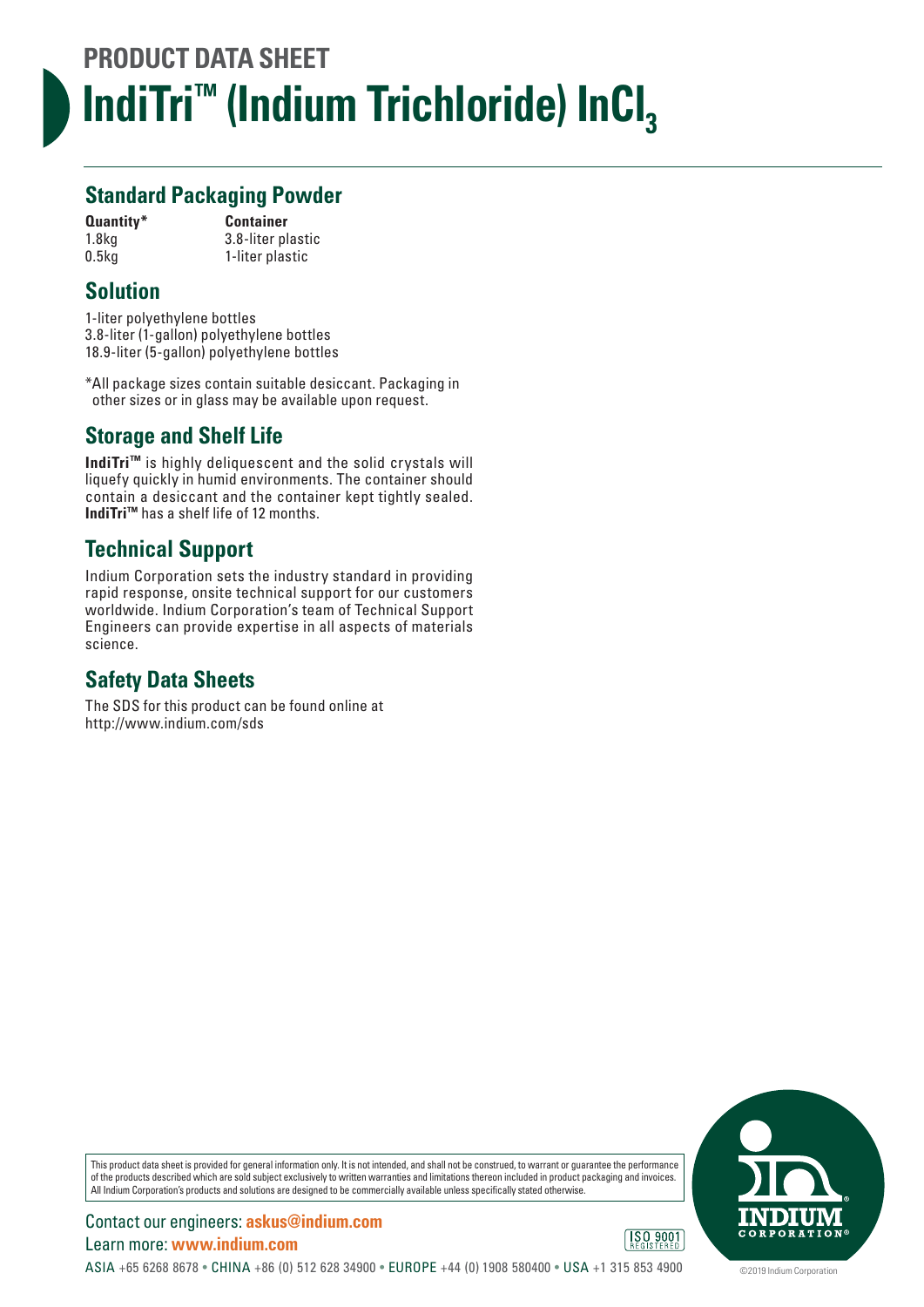**PRODUCT DATA SHEET**

# IndiTri™ (Indium Trichloride) $InCl_3$

## Standard Packaging Powder

| Quantity* | Container |
|---|---|
| 1.8kg | 3.8-liter plastic |
| 0.5kg | 1-liter plastic |

## Solution

1-liter polyethylene bottles
3.8-liter (1-gallon) polyethylene bottles
18.9-liter (5-gallon) polyethylene bottles

*All package sizes contain suitable desiccant. Packaging in other sizes or in glass may be available upon request.

## Storage and Shelf Life

**IndiTri™** is highly deliquescent and the solid crystals will liquefy quickly in humid environments. The container should contain a desiccant and the container kept tightly sealed. **IndiTri™** has a shelf life of 12 months.

## Technical Support

Indium Corporation sets the industry standard in providing rapid response, onsite technical support for our customers worldwide. Indium Corporation's team of Technical Support Engineers can provide expertise in all aspects of materials science.

## Safety Data Sheets

The SDS for this product can be found online at http://www.indium.com/sds

This product data sheet is provided for general information only. It is not intended, and shall not be construed, to warrant or guarantee the performance of the products described which are sold subject exclusively to written warranties and limitations thereon included in product packaging and invoices. All Indium Corporation's products and solutions are designed to be commercially available unless specifically stated otherwise.

Contact our engineers: **askus@indium.com**
Learn more: **www.indium.com**

ISO 9001 REGISTERED

ASIA +65 6268 8678 • CHINA +86 (0) 512 628 34900 • EUROPE +44 (0) 1908 580400 • USA +1 315 853 4900

INDIUM CORPORATION®

©2019 Indium Corporation